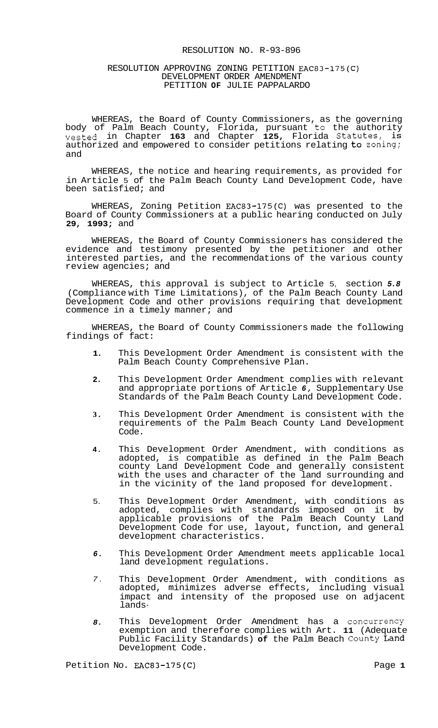RESOLUTION NO. R-93-896

RESOLUTION APPROVING ZONING PETITION EAC83-175(C)
DEVELOPMENT ORDER AMENDMENT
PETITION OF JULIE PAPPALARDO

WHEREAS, the Board of County Commissioners, as the governing body of Palm Beach County, Florida, pursuant to the authority vested in Chapter **163** and Chapter **125**, Florida Statutes, is authorized and empowered to consider petitions relating to zoning; and

WHEREAS, the notice and hearing requirements, as provided for in Article 5 of the Palm Beach County Land Development Code, have been satisfied; and

WHEREAS, Zoning Petition EAC83-175(C) was presented to the Board of County Commissioners at a public hearing conducted on July **29, 1993;** and

WHEREAS, the Board of County Commissioners has considered the evidence and testimony presented by the petitioner and other interested parties, and the recommendations of the various county review agencies; and

WHEREAS, this approval is subject to Article 5, section *5.8* (Compliance with Time Limitations), of the Palm Beach County Land Development Code and other provisions requiring that development commence in a timely manner; and

WHEREAS, the Board of County Commissioners made the following findings of fact:

1. This Development Order Amendment is consistent with the Palm Beach County Comprehensive Plan.

2. This Development Order Amendment complies with relevant and appropriate portions of Article *6*, Supplementary Use Standards of the Palm Beach County Land Development Code.

3. This Development Order Amendment is consistent with the requirements of the Palm Beach County Land Development Code.

4. This Development Order Amendment, with conditions as adopted, is compatible as defined in the Palm Beach county Land Development Code and generally consistent with the uses and character of the land surrounding and in the vicinity of the land proposed for development.

5. This Development Order Amendment, with conditions as adopted, complies with standards imposed on it by applicable provisions of the Palm Beach County Land Development Code for use, layout, function, and general development characteristics.

6. This Development Order Amendment meets applicable local land development regulations.

7. This Development Order Amendment, with conditions as adopted, minimizes adverse effects, including visual impact and intensity of the proposed use on adjacent lands.

8. This Development Order Amendment has a concurrency exemption and therefore complies with Art. **11** (Adequate Public Facility Standards) **of** the Palm Beach County Land Development Code.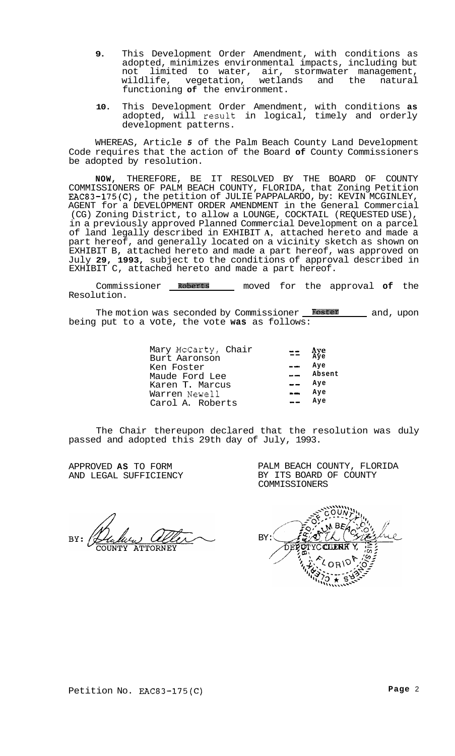9. This Development Order Amendment, with conditions as adopted, minimizes environmental impacts, including but not limited to water, air, stormwater management, wildlife, vegetation, wetlands and the natural functioning of the environment.

10. This Development Order Amendment, with conditions as adopted, will result in logical, timely and orderly development patterns.

WHEREAS, Article 5 of the Palm Beach County Land Development Code requires that the action of the Board of County Commissioners be adopted by resolution.

NOW, THEREFORE, BE IT RESOLVED BY THE BOARD OF COUNTY COMMISSIONERS OF PALM BEACH COUNTY, FLORIDA, that Zoning Petition EAC83-175(C), the petition of JULIE PAPPALARDO, by: KEVIN MCGINLEY, AGENT for a DEVELOPMENT ORDER AMENDMENT in the General Commercial (CG) Zoning District, to allow a LOUNGE, COCKTAIL (REQUESTED USE), in a previously approved Planned Commercial Development on a parcel of land legally described in EXHIBIT A, attached hereto and made a part hereof, and generally located on a vicinity sketch as shown on EXHIBIT B, attached hereto and made a part hereof, was approved on July 29, 1993, subject to the conditions of approval described in EXHIBIT C, attached hereto and made a part hereof.

Commissioner Roberts moved for the approval of the Resolution.

The motion was seconded by Commissioner Foster and, upon being put to a vote, the vote was as follows:

| | | |
|---|---|---|
| Mary McCarty, Chair | -- | Aye |
| Burt Aaronson | -- | Aye |
| Ken Foster | -- | Aye |
| Maude Ford Lee | -- | Absent |
| Karen T. Marcus | -- | Aye |
| Warren Newell | -- | Aye |
| Carol A. Roberts | -- | Aye |

The Chair thereupon declared that the resolution was duly passed and adopted this 29th day of July, 1993.

APPROVED AS TO FORM AND LEGAL SUFFICIENCY

BY: COUNTY ATTORNEY

PALM BEACH COUNTY, FLORIDA BY ITS BOARD OF COUNTY COMMISSIONERS

BY: DEPUTY CLERK

Petition No. EAC83-175(C)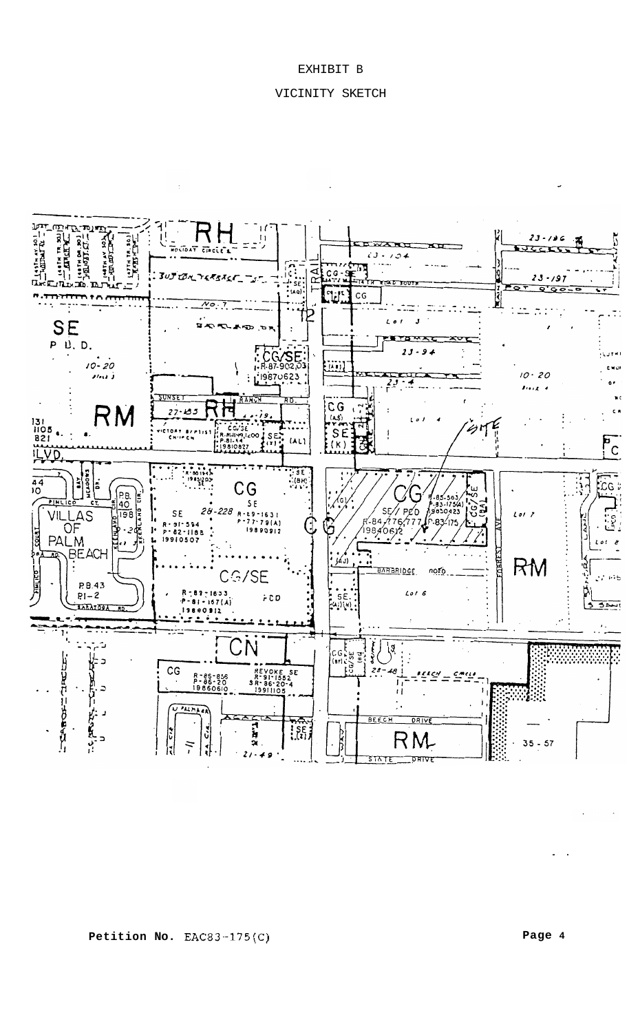EXHIBIT B

VICINITY SKETCH

RH

HOLIDAY CIRCLE

SUTTON TERRACE

NO. 7

SE

P. U. D.

10-20

RM

CG/SE

R-87-902/03

19870623

SUNSET

RANCH RD.

27-85

RH

VICTORY BAPTIST CHURCH

CG/SE

R-81-1,100

P-81-44

19810827

SE (AL)

TRAIL

23-104

CG-SE

CG

Lot 3

23-94

23-4

CG (AS)

SE (K)

Lot 4

SITE

23-106

23-107

10-20

C

VILLAS OF PALM BEACH

P.B. 40 198

P.B. 43 81-2

CG

SE

28-228

R-89-1631

P-77-79(A)

19890912

R-91-594

P-82-1188

19910507

CG/SE

R-89-1633

P-81-167(A)

19890912

PUD

CG

SE/PUD

R-84/776/777

19840612

R-85-363

P-83-175(A)

19850423

P-83-175

CG/SE

BARBRIDGE ROAD

Lot 6

SE

FORREST AVE

Lot 7

RM

CG

CN

CG

R-86-856

P-86-20

19860610

REVOKE SE

R-91-1552

SR-86-20-4

19911105

CG/SE

28-48

BEECH CIRCLE

BEECH DRIVE

RM

STATE DRIVE

35-57

21-49

**Petition No.** EAC83-175(C)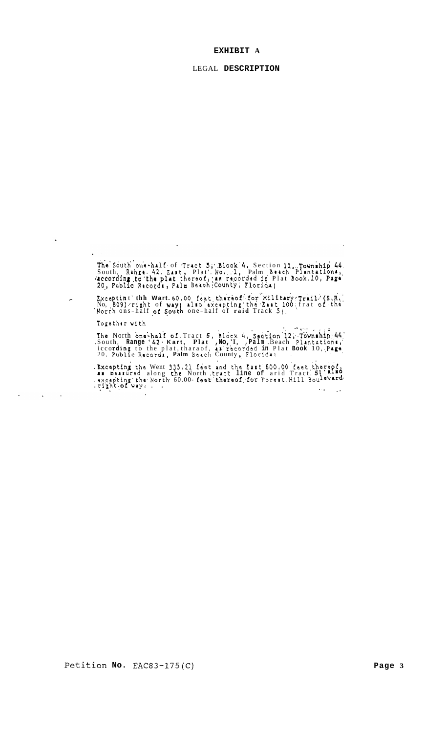# EXHIBIT A

## LEGAL DESCRIPTION

The South one-half of Tract 5, Block 4, Section 12, Township 44 South, Range 42 East, Plat No. 1, Palm Beach Plantations, according to the plat thereof, as recorded in Plat Book 10, Page 20, Public Records, Palm Beach County, Florida;

Excepting the West 60.00 feet thereof for Military Trail (S.R. No. 809) right of way; also excepting the East 100 feet of the North one-half of South one-half of said Track 5).

Together with

The North one-half of Tract 5, Block 4, Section 12, Township 44 South, Range 42 East, Plat No. 1, Palm Beach Plantations, according to the plat thereof, as recorded in Plat Book 10, Page 20, Public Records, Palm Beach County, Florida;

Excepting the West 335.21 feet and the East 600.00 feet thereof, as measured along the North tract line of said Tract 5; also excepting the North 60.00 feet thereof for Forest Hill Boulevard right of way.

Petition No. EAC83-175(C)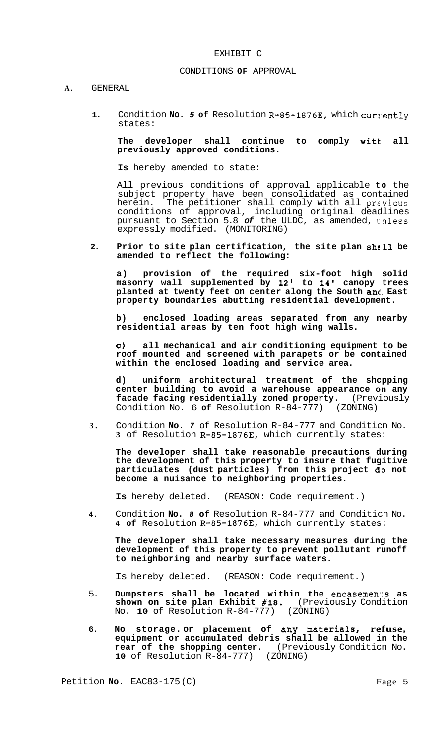# EXHIBIT C

## CONDITIONS OF APPROVAL

**A.** GENERAL

1. Condition **No.** *5* **of** Resolution R-85-1876E, which currently states:

   **The developer shall continue to comply with all previously approved conditions.**

   **Is** hereby amended to state:

   All previous conditions of approval applicable to the subject property have been consolidated as contained herein. The petitioner shall comply with all previous conditions of approval, including original deadlines pursuant to Section 5.8 *of* the ULDC, as amended, unless expressly modified. (MONITORING)

2. **Prior to site plan certification, the site plan shall be amended to reflect the following:**

   **a) provision of the required six-foot high solid masonry wall supplemented by 12' to 14' canopy trees planted at twenty feet on center along the South and East property boundaries abutting residential development.**

   **b) enclosed loading areas separated from any nearby residential areas by ten foot high wing walls.**

   **c) all mechanical and air conditioning equipment to be roof mounted and screened with parapets or be contained within the enclosed loading and service area.**

   **d) uniform architectural treatment of the shopping center building to avoid a warehouse appearance on any facade facing residentially zoned property.** (Previously Condition No. 6 **of** Resolution R-84-777) (ZONING)

3. Condition **No.** *7* of Resolution R-84-777 and Condition No. 3 of Resolution R-85-1876E, which currently states:

   **The developer shall take reasonable precautions during the development of this property to insure that fugitive particulates (dust particles) from this project do not become a nuisance to neighboring properties.**

   **Is** hereby deleted. (REASON: Code requirement.)

4. Condition **No.** *8* **of** Resolution R-84-777 and Condition No. 4 **of** Resolution R-85-1876E, which currently states:

   **The developer shall take necessary measures during the development of this property to prevent pollutant runoff to neighboring and nearby surface waters.**

   Is hereby deleted. (REASON: Code requirement.)

5. **Dumpsters shall be located within the encasements as shown on site plan Exhibit #18.** (Previously Condition No. **10** of Resolution R-84-777) (ZONING)

6. **No storage or placement of any materials, refuse, equipment or accumulated debris shall be allowed in the rear of the shopping center.** (Previously Condition No. **10** of Resolution R-84-777) (ZONING)

Petition **No.** EAC83-175(C)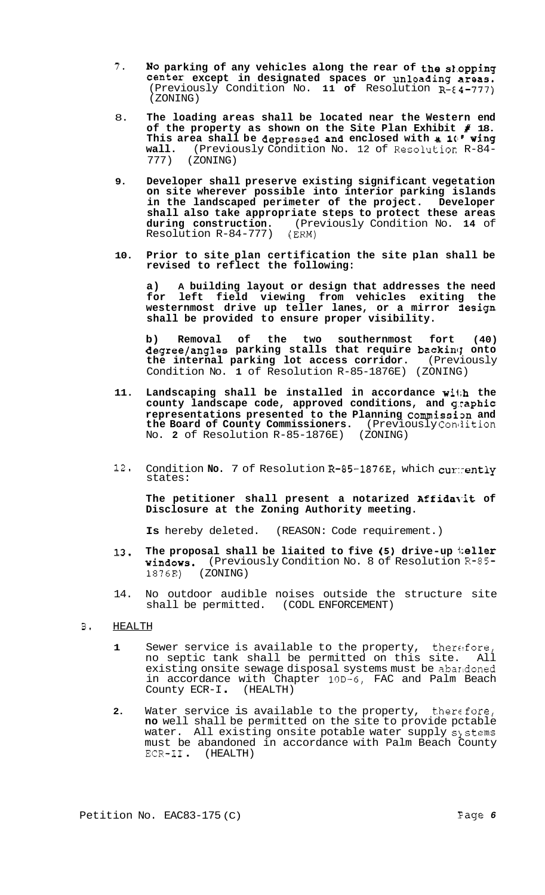7. **No parking of any vehicles along the rear of the shopping center except in designated spaces or unloading areas.** (Previously Condition No. **11 of** Resolution R-84-777) (ZONING)

8. **The loading areas shall be located near the Western end of the property as shown on the Site Plan Exhibit # 18. This area shall be depressed and enclosed with a 10' wing wall.** (Previously Condition No. 12 of Resolution R-84-777) (ZONING)

9. **Developer shall preserve existing significant vegetation on site wherever possible into interior parking islands in the landscaped perimeter of the project. Developer shall also take appropriate steps to protect these areas during construction.** (Previously Condition No. **14** of Resolution R-84-777) (ERM)

10. **Prior to site plan certification the site plan shall be revised to reflect the following:**

    **a) A building layout or design that addresses the need for left field viewing from vehicles exiting the westernmost drive up teller lanes, or a mirror design shall be provided to ensure proper visibility.**

    **b) Removal of the two southernmost fort (40) degree/angles parking stalls that require backing onto the internal parking lot access corridor.** (Previously Condition No. **1** of Resolution R-85-1876E) (ZONING)

11. **Landscaping shall be installed in accordance with the county landscape code, approved conditions, and graphic representations presented to the Planning Commission and the Board of County Commissioners.** (Previously Condition No. **2** of Resolution R-85-1876E) (ZONING)

12. Condition **No.** 7 of Resolution R-85-1876E, which currently states:

    **The petitioner shall present a notarized Affidavit of Disclosure at the Zoning Authority meeting.**

    **Is** hereby deleted. (REASON: Code requirement.)

13. **The proposal shall be limited to five (5) drive-up teller windows.** (Previously Condition No. 8 of Resolution R-85-1876E) (ZONING)

14. No outdoor audible noises outside the structure site shall be permitted. (CODE ENFORCEMENT)

B. HEALTH

1. Sewer service is available to the property, therefore, no septic tank shall be permitted on this site. All existing onsite sewage disposal systems must be abandoned in accordance with Chapter 10D-6, FAC and Palm Beach County ECR-I. (HEALTH)

2. Water service is available to the property, therefore, **no** well shall be permitted on the site to provide potable water. All existing onsite potable water supply systems must be abandoned in accordance with Palm Beach County ECR-II. (HEALTH)

Petition No. EAC83-175 (C)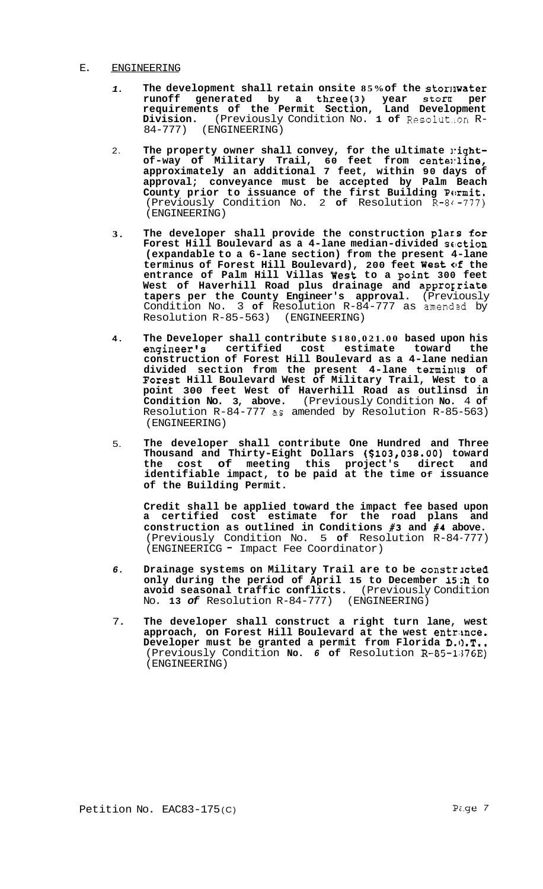## E. ENGINEERING

1. **The development shall retain onsite 85% of the stormwater runoff generated by a three(3) year storm per requirements of the Permit Section, Land Development Division.** (Previously Condition No. **1 of** Resolution R-84-777) (ENGINEERING)

2. **The property owner shall convey, for the ultimate right-of-way of Military Trail, 60 feet from centerline, approximately an additional 7 feet, within 90 days of approval; conveyance must be accepted by Palm Beach County prior to issuance of the first Building Permit.** (Previously Condition No. 2 **of** Resolution R-84-777) (ENGINEERING)

3. **The developer shall provide the construction plans for Forest Hill Boulevard as a 4-lane median-divided section (expandable to a 6-lane section) from the present 4-lane terminus of Forest Hill Boulevard), 200 feet West of the entrance of Palm Hill Villas West to a point 300 feet West of Haverhill Road plus drainage and appropriate tapers per the County Engineer's approval.** (Previously Condition No. 3 **of** Resolution R-84-777 as amended by Resolution R-85-563) (ENGINEERING)

4. **The Developer shall contribute $180,021.00 based upon his engineer's certified cost estimate toward the construction of Forest Hill Boulevard as a 4-lane nedian divided section from the present 4-lane terminus of Forest Hill Boulevard West of Military Trail, West to a point 300 feet West of Haverhill Road as outlinsd in Condition No. 3, above.** (Previously Condition **No.** 4 **of** Resolution R-84-777 as amended by Resolution R-85-563) (ENGINEERING)

5. **The developer shall contribute One Hundred and Three Thousand and Thirty-Eight Dollars ($103,038.00) toward the cost of meeting this project's direct and identifiable impact, to be paid at the time of issuance of the Building Permit.**

   **Credit shall be applied toward the impact fee based upon a certified cost estimate for the road plans and construction as outlined in Conditions #3 and #4 above.** (Previously Condition No. 5 **of** Resolution R-84-777) (ENGINEERICG - Impact Fee Coordinator)

6. **Drainage systems on Military Trail are to be constructed only during the period of April 15 to December 15th to avoid seasonal traffic conflicts.** (Previously Condition No. **13** *of* Resolution R-84-777) (ENGINEERING)

7. **The developer shall construct a right turn lane, west approach, on Forest Hill Boulevard at the west entrance. Developer must be granted a permit from Florida D.O.T..** (Previously Condition **No.** *6* **of** Resolution R-85-1376E) (ENGINEERING)

Petition No. EAC83-175(C)